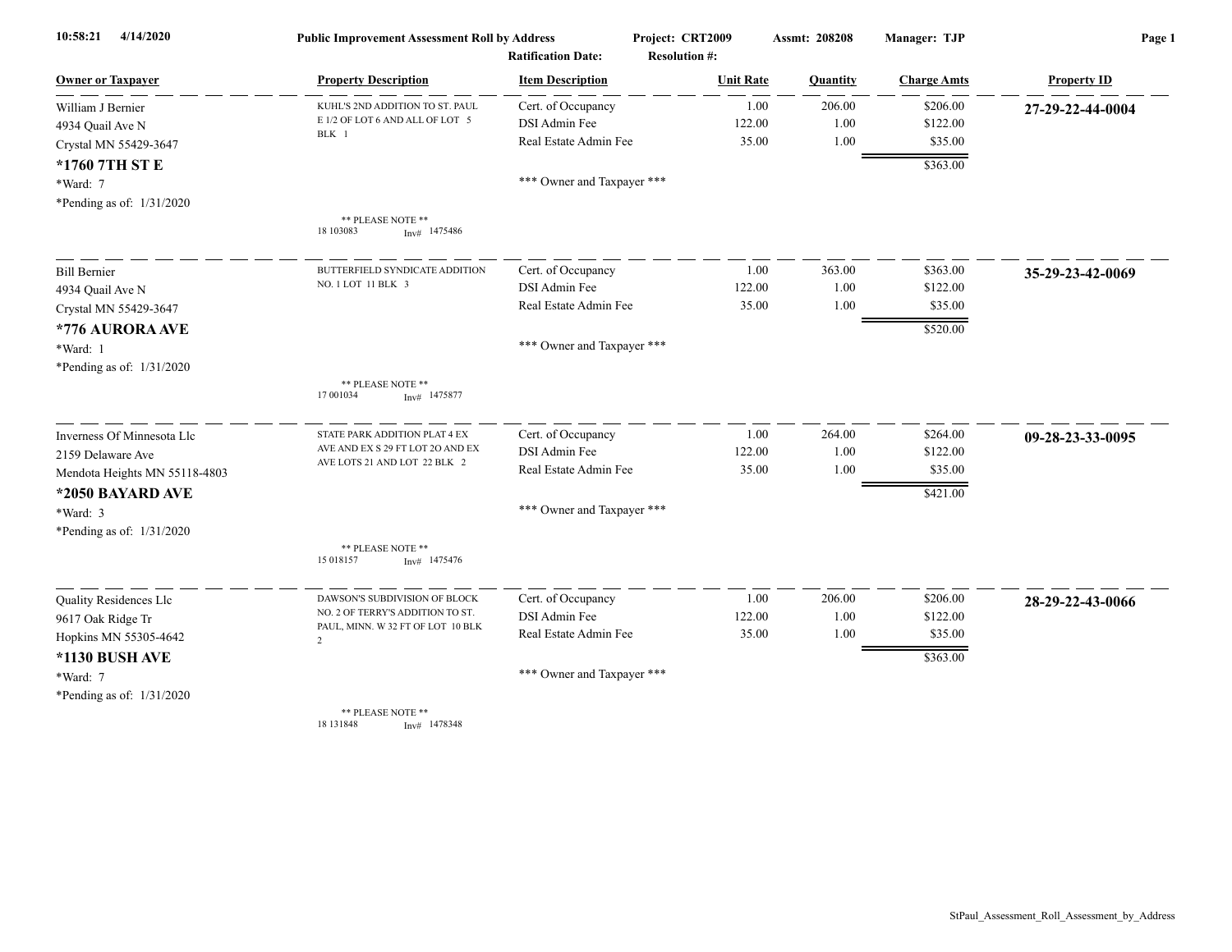**10:58:21 4/14/2020** **Public Improvement Assessment Roll by Address** **Project: CRT2009** **Assmt: 208208** **Manager: TJP**

**Ratification Date:** **Resolution #:**

| Owner or Taxpayer | Property Description | Item Description | Unit Rate | Quantity | Charge Amts | Property ID |
|---|---|---|---|---|---|---|
| William J Bernier<br>4934 Quail Ave N<br>Crystal MN 55429-3647<br>**\*1760 7TH ST E**<br>\*Ward: 7<br>\*Pending as of: 1/31/2020 | KUHL'S 2ND ADDITION TO ST. PAUL E 1/2 OF LOT 6 AND ALL OF LOT 5 BLK 1<br><br>\*\* PLEASE NOTE \*\*<br>18 103083 Inv# 1475486 | Cert. of Occupancy<br>DSI Admin Fee<br>Real Estate Admin Fee<br><br>\*\*\* Owner and Taxpayer \*\*\* | 1.00<br>122.00<br>35.00 | 206.00<br>1.00<br>1.00 | $206.00<br>$122.00<br>$35.00<br>$363.00 | **27-29-22-44-0004** |
| Bill Bernier<br>4934 Quail Ave N<br>Crystal MN 55429-3647<br>**\*776 AURORA AVE**<br>\*Ward: 1<br>\*Pending as of: 1/31/2020 | BUTTERFIELD SYNDICATE ADDITION NO. 1 LOT 11 BLK 3<br><br>\*\* PLEASE NOTE \*\*<br>17 001034 Inv# 1475877 | Cert. of Occupancy<br>DSI Admin Fee<br>Real Estate Admin Fee<br><br>\*\*\* Owner and Taxpayer \*\*\* | 1.00<br>122.00<br>35.00 | 363.00<br>1.00<br>1.00 | $363.00<br>$122.00<br>$35.00<br>$520.00 | **35-29-23-42-0069** |
| Inverness Of Minnesota Llc<br>2159 Delaware Ave<br>Mendota Heights MN 55118-4803<br>**\*2050 BAYARD AVE**<br>\*Ward: 3<br>\*Pending as of: 1/31/2020 | STATE PARK ADDITION PLAT 4 EX AVE AND EX S 29 FT LOT 2O AND EX AVE LOTS 21 AND LOT 22 BLK 2<br><br>\*\* PLEASE NOTE \*\*<br>15 018157 Inv# 1475476 | Cert. of Occupancy<br>DSI Admin Fee<br>Real Estate Admin Fee<br><br>\*\*\* Owner and Taxpayer \*\*\* | 1.00<br>122.00<br>35.00 | 264.00<br>1.00<br>1.00 | $264.00<br>$122.00<br>$35.00<br>$421.00 | **09-28-23-33-0095** |
| Quality Residences Llc<br>9617 Oak Ridge Tr<br>Hopkins MN 55305-4642<br>**\*1130 BUSH AVE**<br>\*Ward: 7<br>\*Pending as of: 1/31/2020 | DAWSON'S SUBDIVISION OF BLOCK NO. 2 OF TERRY'S ADDITION TO ST. PAUL, MINN. W 32 FT OF LOT 10 BLK 2<br><br>\*\* PLEASE NOTE \*\*<br>18 131848 Inv# 1478348 | Cert. of Occupancy<br>DSI Admin Fee<br>Real Estate Admin Fee<br><br>\*\*\* Owner and Taxpayer \*\*\* | 1.00<br>122.00<br>35.00 | 206.00<br>1.00<br>1.00 | $206.00<br>$122.00<br>$35.00<br>$363.00 | **28-29-22-43-0066** |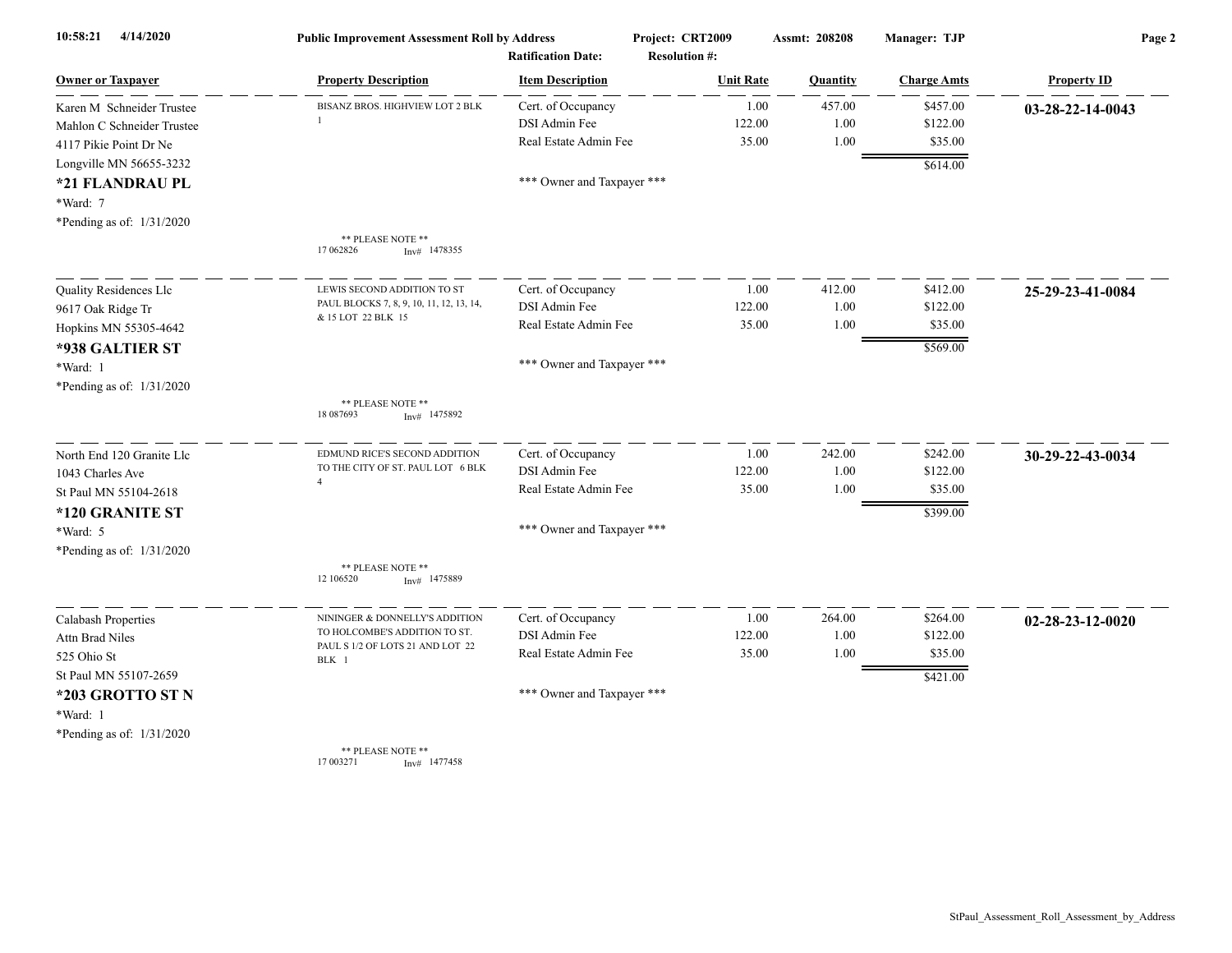**Public Improvement Assessment Roll by Address** | Project: CRT2009 | Assmt: 208208 | Manager: TJP

Ratification Date: | Resolution #:

| Owner or Taxpayer | Property Description | Item Description | Unit Rate | Quantity | Charge Amts | Property ID |
|---|---|---|---|---|---|---|
| Karen M Schneider Trustee<br>Mahlon C Schneider Trustee<br>4117 Pikie Point Dr Ne<br>Longville MN 56655-3232<br>**\*21 FLANDRAU PL**<br>\*Ward: 7<br>\*Pending as of: 1/31/2020 | BISANZ BROS. HIGHVIEW LOT 2 BLK 1<br><br>\*\* PLEASE NOTE \*\*<br>17 062826 Inv# 1478355 | Cert. of Occupancy<br>DSI Admin Fee<br>Real Estate Admin Fee<br><br>\*\*\* Owner and Taxpayer \*\*\* | 1.00<br>122.00<br>35.00 | 457.00<br>1.00<br>1.00 | $457.00<br>$122.00<br>$35.00<br>**$614.00** | **03-28-22-14-0043** |
| Quality Residences Llc<br>9617 Oak Ridge Tr<br>Hopkins MN 55305-4642<br>**\*938 GALTIER ST**<br>\*Ward: 1<br>\*Pending as of: 1/31/2020 | LEWIS SECOND ADDITION TO ST PAUL BLOCKS 7, 8, 9, 10, 11, 12, 13, 14, & 15 LOT 22 BLK 15<br><br>\*\* PLEASE NOTE \*\*<br>18 087693 Inv# 1475892 | Cert. of Occupancy<br>DSI Admin Fee<br>Real Estate Admin Fee<br><br>\*\*\* Owner and Taxpayer \*\*\* | 1.00<br>122.00<br>35.00 | 412.00<br>1.00<br>1.00 | $412.00<br>$122.00<br>$35.00<br>**$569.00** | **25-29-23-41-0084** |
| North End 120 Granite Llc<br>1043 Charles Ave<br>St Paul MN 55104-2618<br>**\*120 GRANITE ST**<br>\*Ward: 5<br>\*Pending as of: 1/31/2020 | EDMUND RICE'S SECOND ADDITION TO THE CITY OF ST. PAUL LOT 6 BLK 4<br><br>\*\* PLEASE NOTE \*\*<br>12 106520 Inv# 1475889 | Cert. of Occupancy<br>DSI Admin Fee<br>Real Estate Admin Fee<br><br>\*\*\* Owner and Taxpayer \*\*\* | 1.00<br>122.00<br>35.00 | 242.00<br>1.00<br>1.00 | $242.00<br>$122.00<br>$35.00<br>**$399.00** | **30-29-22-43-0034** |
| Calabash Properties<br>Attn Brad Niles<br>525 Ohio St<br>St Paul MN 55107-2659<br>**\*203 GROTTO ST N**<br>\*Ward: 1<br>\*Pending as of: 1/31/2020 | NININGER & DONNELLY'S ADDITION TO HOLCOMBE'S ADDITION TO ST. PAUL S 1/2 OF LOTS 21 AND LOT 22 BLK 1<br><br>\*\* PLEASE NOTE \*\*<br>17 003271 Inv# 1477458 | Cert. of Occupancy<br>DSI Admin Fee<br>Real Estate Admin Fee<br><br>\*\*\* Owner and Taxpayer \*\*\* | 1.00<br>122.00<br>35.00 | 264.00<br>1.00<br>1.00 | $264.00<br>$122.00<br>$35.00<br>**$421.00** | **02-28-23-12-0020** |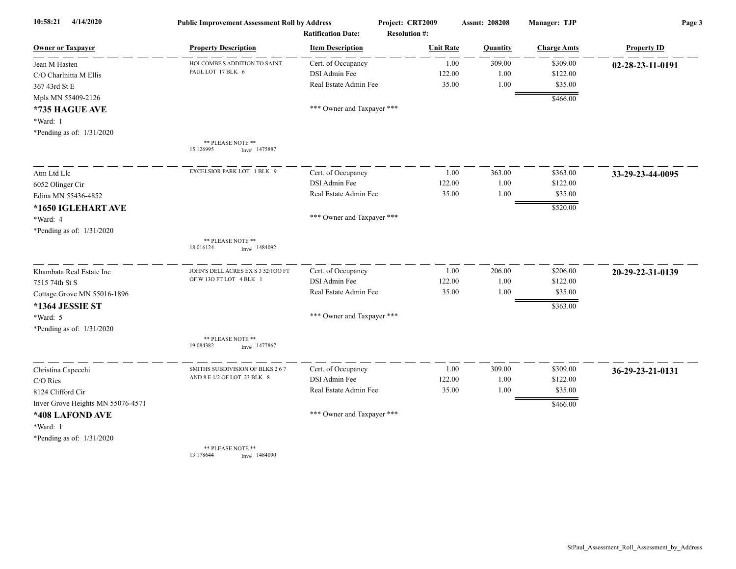10:58:21 4/14/2020 **Public Improvement Assessment Roll by Address** Project: CRT2009 Assmt: 208208 Manager: TJP

Ratification Date: Resolution #:

| Owner or Taxpayer | Property Description | Item Description | Unit Rate | Quantity | Charge Amts | Property ID |
|---|---|---|---|---|---|---|
| Jean M Hasten | HOLCOMBE'S ADDITION TO SAINT PAUL LOT 17 BLK 6 | Cert. of Occupancy | 1.00 | 309.00 | $309.00 | **02-28-23-11-0191** |
| C/O Charlnitta M Ellis | | DSI Admin Fee | 122.00 | 1.00 | $122.00 | |
| 367 43rd St E | | Real Estate Admin Fee | 35.00 | 1.00 | $35.00 | |
| Mpls MN 55409-2126 | | | | | $466.00 | |
| **\*735 HAGUE AVE** | | \*\*\* Owner and Taxpayer \*\*\* | | | | |
| \*Ward: 1 | | | | | | |
| \*Pending as of: 1/31/2020 | \*\* PLEASE NOTE \*\* 15 126995 Inv# 1475887 | | | | | |
| Atm Ltd Llc | EXCELSIOR PARK LOT 1 BLK 9 | Cert. of Occupancy | 1.00 | 363.00 | $363.00 | **33-29-23-44-0095** |
| 6052 Olinger Cir | | DSI Admin Fee | 122.00 | 1.00 | $122.00 | |
| Edina MN 55436-4852 | | Real Estate Admin Fee | 35.00 | 1.00 | $35.00 | |
| **\*1650 IGLEHART AVE** | | | | | $520.00 | |
| \*Ward: 4 | | \*\*\* Owner and Taxpayer \*\*\* | | | | |
| \*Pending as of: 1/31/2020 | \*\* PLEASE NOTE \*\* 18 016124 Inv# 1484092 | | | | | |
| Khambata Real Estate Inc | JOHN'S DELL ACRES EX S 3 52/1OO FT OF W 13O FT LOT 4 BLK 1 | Cert. of Occupancy | 1.00 | 206.00 | $206.00 | **20-29-22-31-0139** |
| 7515 74th St S | | DSI Admin Fee | 122.00 | 1.00 | $122.00 | |
| Cottage Grove MN 55016-1896 | | Real Estate Admin Fee | 35.00 | 1.00 | $35.00 | |
| **\*1364 JESSIE ST** | | | | | $363.00 | |
| \*Ward: 5 | | \*\*\* Owner and Taxpayer \*\*\* | | | | |
| \*Pending as of: 1/31/2020 | \*\* PLEASE NOTE \*\* 19 084382 Inv# 1477867 | | | | | |
| Christina Capecchi | SMITHS SUBDIVISION OF BLKS 2 6 7 AND 8 E 1/2 OF LOT 23 BLK 8 | Cert. of Occupancy | 1.00 | 309.00 | $309.00 | **36-29-23-21-0131** |
| C/O Ries | | DSI Admin Fee | 122.00 | 1.00 | $122.00 | |
| 8124 Clifford Cir | | Real Estate Admin Fee | 35.00 | 1.00 | $35.00 | |
| Inver Grove Heights MN 55076-4571 | | | | | $466.00 | |
| **\*408 LAFOND AVE** | | \*\*\* Owner and Taxpayer \*\*\* | | | | |
| \*Ward: 1 | | | | | | |
| \*Pending as of: 1/31/2020 | \*\* PLEASE NOTE \*\* 13 178644 Inv# 1484090 | | | | | |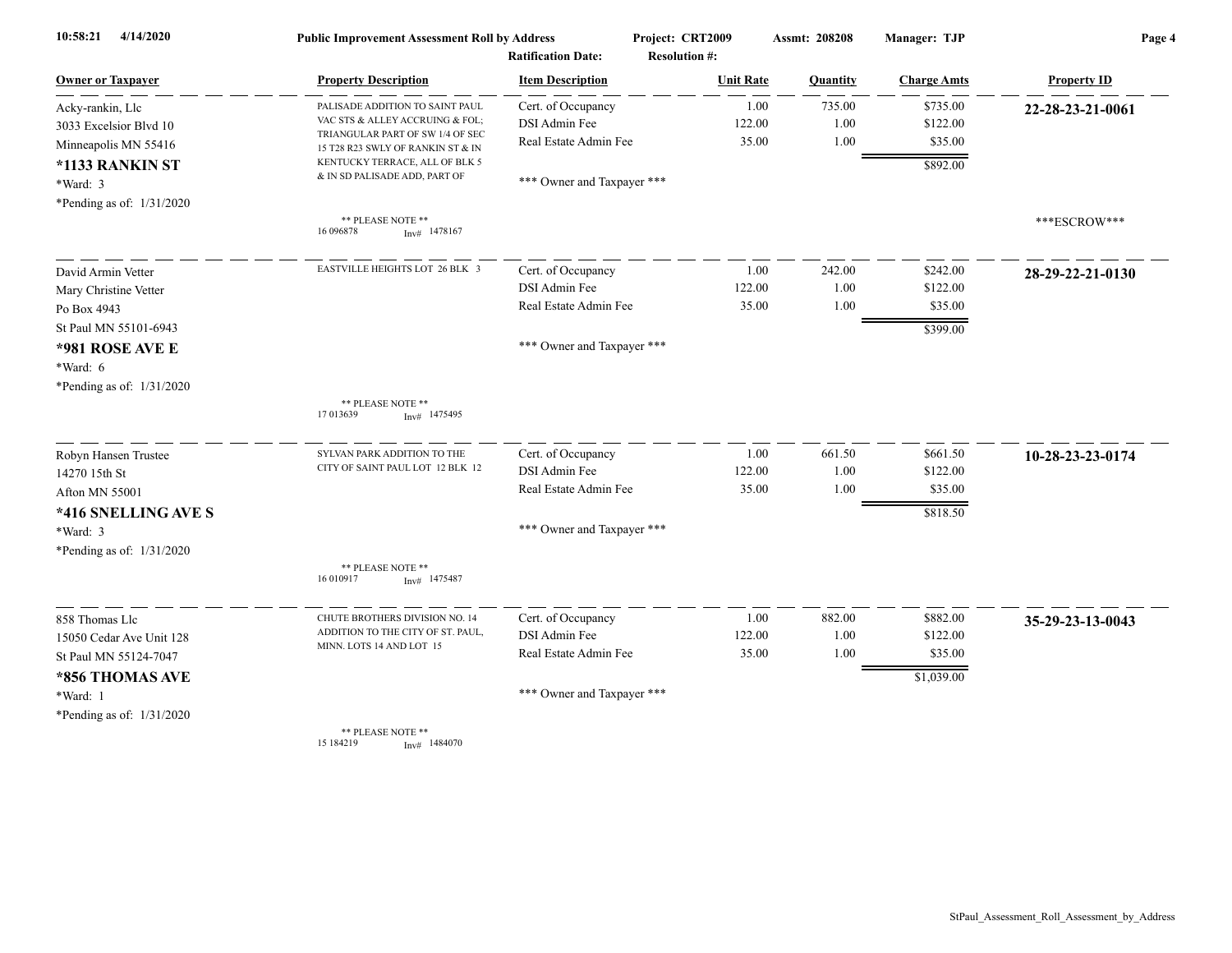Public Improvement Assessment Roll by Address | Project: CRT2009 | Assmt: 208208 | Manager: TJP

Ratification Date: | Resolution #:

| Owner or Taxpayer | Property Description | Item Description | Unit Rate | Quantity | Charge Amts | Property ID |
|---|---|---|---|---|---|---|
| Acky-rankin, Llc<br>3033 Excelsior Blvd 10<br>Minneapolis MN 55416<br>**\*1133 RANKIN ST**<br>\*Ward: 3<br>\*Pending as of: 1/31/2020 | PALISADE ADDITION TO SAINT PAUL VAC STS & ALLEY ACCRUING & FOL; TRIANGULAR PART OF SW 1/4 OF SEC 15 T28 R23 SWLY OF RANKIN ST & IN KENTUCKY TERRACE, ALL OF BLK 5 & IN SD PALISADE ADD, PART OF<br>** PLEASE NOTE **<br>16 096878 Inv# 1478167 | Cert. of Occupancy<br>DSI Admin Fee<br>Real Estate Admin Fee<br>*** Owner and Taxpayer *** | 1.00<br>122.00<br>35.00 | 735.00<br>1.00<br>1.00 | $735.00<br>$122.00<br>$35.00<br>$892.00 | **22-28-23-21-0061**<br>***ESCROW*** |
| David Armin Vetter<br>Mary Christine Vetter<br>Po Box 4943<br>St Paul MN 55101-6943<br>**\*981 ROSE AVE E**<br>\*Ward: 6<br>\*Pending as of: 1/31/2020 | EASTVILLE HEIGHTS LOT 26 BLK 3<br>** PLEASE NOTE **<br>17 013639 Inv# 1475495 | Cert. of Occupancy<br>DSI Admin Fee<br>Real Estate Admin Fee<br>*** Owner and Taxpayer *** | 1.00<br>122.00<br>35.00 | 242.00<br>1.00<br>1.00 | $242.00<br>$122.00<br>$35.00<br>$399.00 | **28-29-22-21-0130** |
| Robyn Hansen Trustee<br>14270 15th St<br>Afton MN 55001<br>**\*416 SNELLING AVE S**<br>\*Ward: 3<br>\*Pending as of: 1/31/2020 | SYLVAN PARK ADDITION TO THE CITY OF SAINT PAUL LOT 12 BLK 12<br>** PLEASE NOTE **<br>16 010917 Inv# 1475487 | Cert. of Occupancy<br>DSI Admin Fee<br>Real Estate Admin Fee<br>*** Owner and Taxpayer *** | 1.00<br>122.00<br>35.00 | 661.50<br>1.00<br>1.00 | $661.50<br>$122.00<br>$35.00<br>$818.50 | **10-28-23-23-0174** |
| 858 Thomas Llc<br>15050 Cedar Ave Unit 128<br>St Paul MN 55124-7047<br>**\*856 THOMAS AVE**<br>\*Ward: 1<br>\*Pending as of: 1/31/2020 | CHUTE BROTHERS DIVISION NO. 14 ADDITION TO THE CITY OF ST. PAUL, MINN. LOTS 14 AND LOT 15<br>** PLEASE NOTE **<br>15 184219 Inv# 1484070 | Cert. of Occupancy<br>DSI Admin Fee<br>Real Estate Admin Fee<br>*** Owner and Taxpayer *** | 1.00<br>122.00<br>35.00 | 882.00<br>1.00<br>1.00 | $882.00<br>$122.00<br>$35.00<br>$1,039.00 | **35-29-23-13-0043** |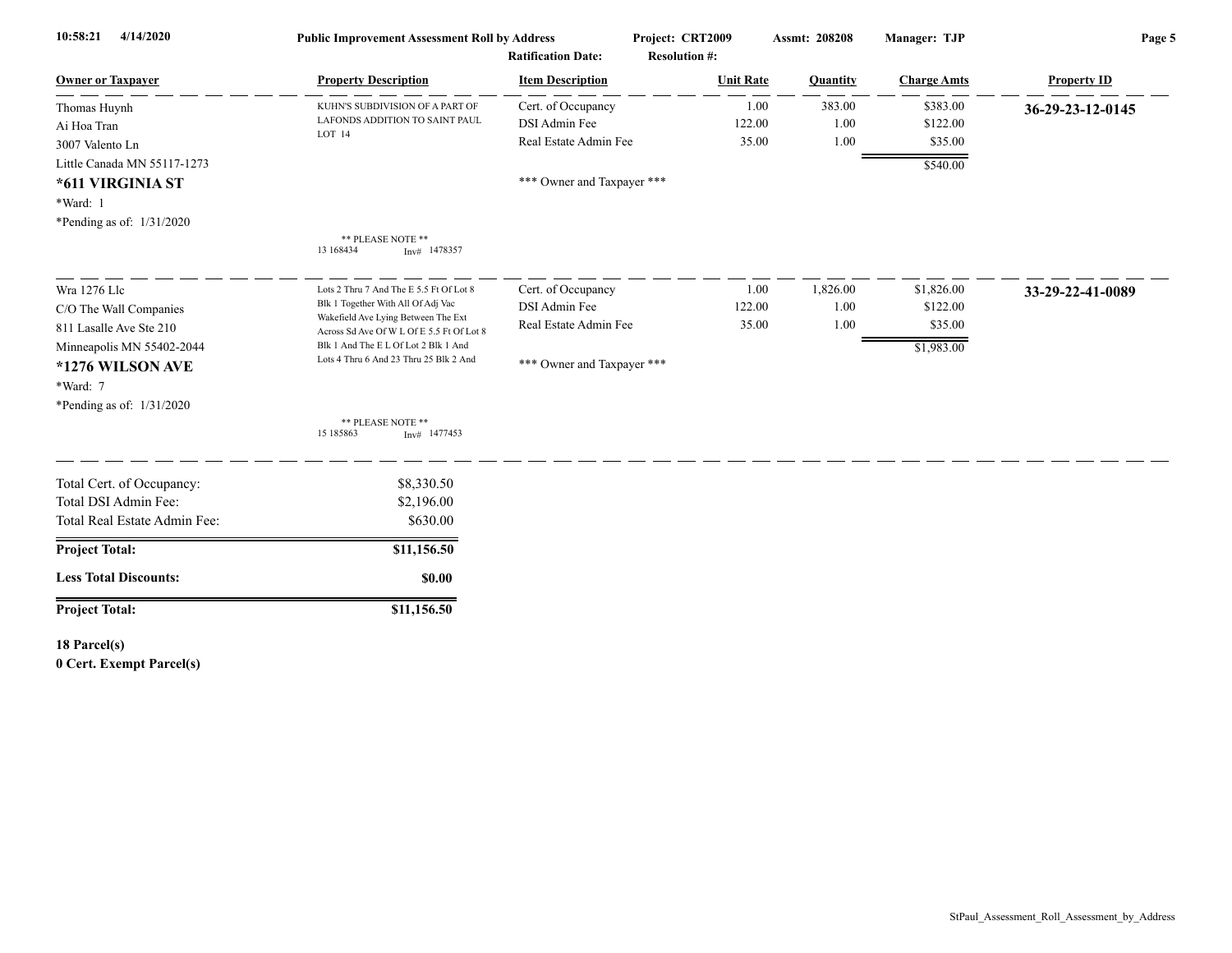**Public Improvement Assessment Roll by Address** | Project: CRT2009 | Assmt: 208208 | Manager: TJP

Ratification Date: | Resolution #:

| Owner or Taxpayer | Property Description | Item Description | Unit Rate | Quantity | Charge Amts | Property ID |
|---|---|---|---|---|---|---|
| Thomas Huynh<br>Ai Hoa Tran<br>3007 Valento Ln<br>Little Canada MN 55117-1273<br>**\*611 VIRGINIA ST**<br>\*Ward: 1<br>\*Pending as of: 1/31/2020 | KUHN'S SUBDIVISION OF A PART OF LAFONDS ADDITION TO SAINT PAUL LOT 14<br><br>\*\* PLEASE NOTE \*\*<br>13 168434 Inv# 1478357 | Cert. of Occupancy<br>DSI Admin Fee<br>Real Estate Admin Fee<br><br>\*\*\* Owner and Taxpayer \*\*\* | 1.00<br>122.00<br>35.00 | 383.00<br>1.00<br>1.00 | $383.00<br>$122.00<br>$35.00<br>$540.00 | **36-29-23-12-0145** |
| Wra 1276 Llc<br>C/O The Wall Companies<br>811 Lasalle Ave Ste 210<br>Minneapolis MN 55402-2044<br>**\*1276 WILSON AVE**<br>\*Ward: 7<br>\*Pending as of: 1/31/2020 | Lots 2 Thru 7 And The E 5.5 Ft Of Lot 8 Blk 1 Together With All Of Adj Vac Wakefield Ave Lying Between The Ext Across Sd Ave Of W L Of E 5.5 Ft Of Lot 8 Blk 1 And The E L Of Lot 2 Blk 1 And Lots 4 Thru 6 And 23 Thru 25 Blk 2 And<br><br>\*\* PLEASE NOTE \*\*<br>15 185863 Inv# 1477453 | Cert. of Occupancy<br>DSI Admin Fee<br>Real Estate Admin Fee<br><br>\*\*\* Owner and Taxpayer \*\*\* | 1.00<br>122.00<br>35.00 | 1,826.00<br>1.00<br>1.00 | $1,826.00<br>$122.00<br>$35.00<br>$1,983.00 | **33-29-22-41-0089** |

| | |
|---|---|
| Total Cert. of Occupancy: | $8,330.50 |
| Total DSI Admin Fee: | $2,196.00 |
| Total Real Estate Admin Fee: | $630.00 |
| **Project Total:** | **$11,156.50** |
| **Less Total Discounts:** | **$0.00** |
| **Project Total:** | **$11,156.50** |

**18 Parcel(s)**

**0 Cert. Exempt Parcel(s)**